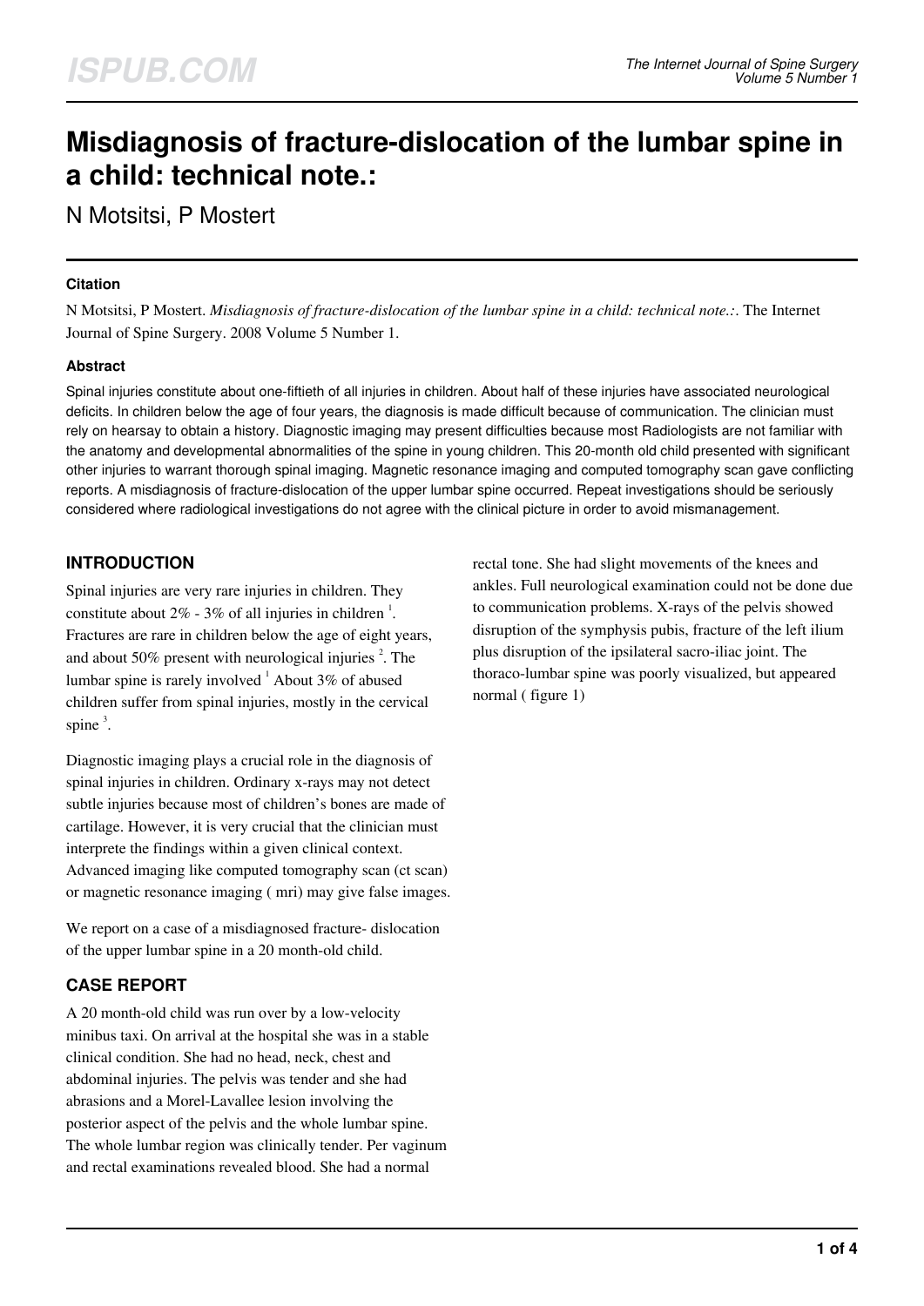# Misdiagnosis of fracture-dislocation of the lumbar spine in a child: technical note.:

N Motsitsi, P Mostert

### Citation

N Motsitsi, P Mostert. *Misdiagnosis of fracture-dislocation of the lumbar spine in a child: technical note.:*. The Internet Journal of Spine Surgery. 2008 Volume 5 Number 1.

### Abstract

Spinal injuries constitute about one-fiftieth of all injuries in children. About half of these injuries have associated neurological deficits. In children below the age of four years, the diagnosis is made difficult because of communication. The clinician must rely on hearsay to obtain a history. Diagnostic imaging may present difficulties because most Radiologists are not familiar with the anatomy and developmental abnormalities of the spine in young children. This 20-month old child presented with significant other injuries to warrant thorough spinal imaging. Magnetic resonance imaging and computed tomography scan gave conflicting reports. A misdiagnosis of fracture-dislocation of the upper lumbar spine occurred. Repeat investigations should be seriously considered where radiological investigations do not agree with the clinical picture in order to avoid mismanagement.

## INTRODUCTION

Spinal injuries are very rare injuries in children. They constitute about 2% - 3% of all injuries in children [1]. Fractures are rare in children below the age of eight years, and about 50% present with neurological injuries [2]. The lumbar spine is rarely involved [1] About 3% of abused children suffer from spinal injuries, mostly in the cervical spine [3].

Diagnostic imaging plays a crucial role in the diagnosis of spinal injuries in children. Ordinary x-rays may not detect subtle injuries because most of children's bones are made of cartilage. However, it is very crucial that the clinician must interprete the findings within a given clinical context. Advanced imaging like computed tomography scan (ct scan) or magnetic resonance imaging ( mri) may give false images.

We report on a case of a misdiagnosed fracture- dislocation of the upper lumbar spine in a 20 month-old child.

## CASE REPORT

A 20 month-old child was run over by a low-velocity minibus taxi. On arrival at the hospital she was in a stable clinical condition. She had no head, neck, chest and abdominal injuries. The pelvis was tender and she had abrasions and a Morel-Lavallee lesion involving the posterior aspect of the pelvis and the whole lumbar spine. The whole lumbar region was clinically tender. Per vaginum and rectal examinations revealed blood. She had a normal rectal tone. She had slight movements of the knees and ankles. Full neurological examination could not be done due to communication problems. X-rays of the pelvis showed disruption of the symphysis pubis, fracture of the left ilium plus disruption of the ipsilateral sacro-iliac joint. The thoraco-lumbar spine was poorly visualized, but appeared normal ( figure 1)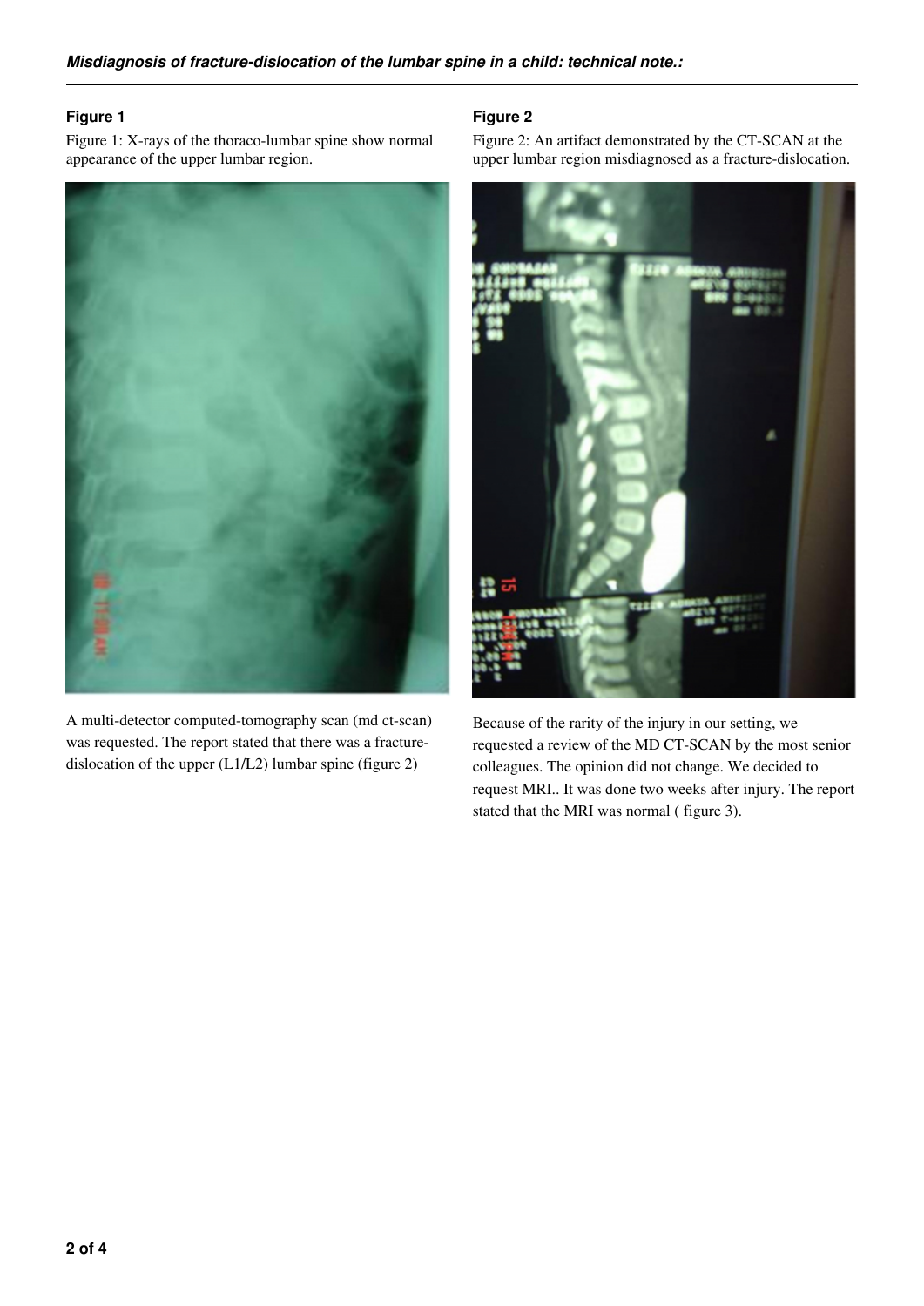## Figure 1

Figure 1: X-rays of the thoraco-lumbar spine show normal appearance of the upper lumbar region.

A multi-detector computed-tomography scan (md ct-scan) was requested. The report stated that there was a fracture-dislocation of the upper (L1/L2) lumbar spine (figure 2)

## Figure 2

Figure 2: An artifact demonstrated by the CT-SCAN at the upper lumbar region misdiagnosed as a fracture-dislocation.

Because of the rarity of the injury in our setting, we requested a review of the MD CT-SCAN by the most senior colleagues. The opinion did not change. We decided to request MRI.. It was done two weeks after injury. The report stated that the MRI was normal ( figure 3).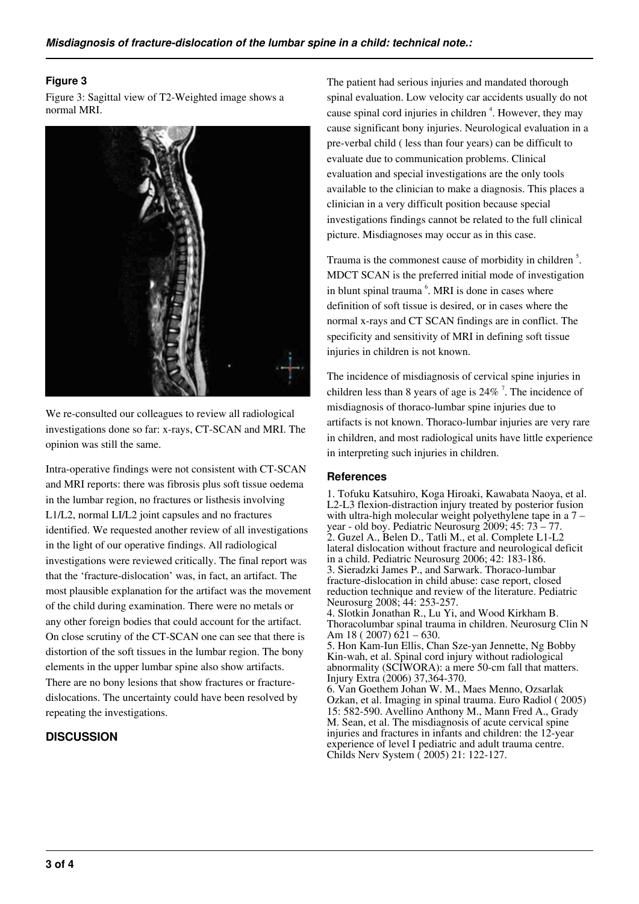### Figure 3

Figure 3: Sagittal view of T2-Weighted image shows a normal MRI.

We re-consulted our colleagues to review all radiological investigations done so far: x-rays, CT-SCAN and MRI. The opinion was still the same.

Intra-operative findings were not consistent with CT-SCAN and MRI reports: there was fibrosis plus soft tissue oedema in the lumbar region, no fractures or listhesis involving L1/L2, normal LI/L2 joint capsules and no fractures identified. We requested another review of all investigations in the light of our operative findings. All radiological investigations were reviewed critically. The final report was that the 'fracture-dislocation' was, in fact, an artifact. The most plausible explanation for the artifact was the movement of the child during examination. There were no metals or any other foreign bodies that could account for the artifact. On close scrutiny of the CT-SCAN one can see that there is distortion of the soft tissues in the lumbar region. The bony elements in the upper lumbar spine also show artifacts. There are no bony lesions that show fractures or fracture-dislocations. The uncertainty could have been resolved by repeating the investigations.

## DISCUSSION

The patient had serious injuries and mandated thorough spinal evaluation. Low velocity car accidents usually do not cause spinal cord injuries in children [4]. However, they may cause significant bony injuries. Neurological evaluation in a pre-verbal child ( less than four years) can be difficult to evaluate due to communication problems. Clinical evaluation and special investigations are the only tools available to the clinician to make a diagnosis. This places a clinician in a very difficult position because special investigations findings cannot be related to the full clinical picture. Misdiagnoses may occur as in this case.

Trauma is the commonest cause of morbidity in children [5]. MDCT SCAN is the preferred initial mode of investigation in blunt spinal trauma [6]. MRI is done in cases where definition of soft tissue is desired, or in cases where the normal x-rays and CT SCAN findings are in conflict. The specificity and sensitivity of MRI in defining soft tissue injuries in children is not known.

The incidence of misdiagnosis of cervical spine injuries in children less than 8 years of age is 24% [7]. The incidence of misdiagnosis of thoraco-lumbar spine injuries due to artifacts is not known. Thoraco-lumbar injuries are very rare in children, and most radiological units have little experience in interpreting such injuries in children.

## References

1. Tofuku Katsuhiro, Koga Hiroaki, Kawabata Naoya, et al. L2-L3 flexion-distraction injury treated by posterior fusion with ultra-high molecular weight polyethylene tape in a 7 – year - old boy. Pediatric Neurosurg 2009; 45: 73 – 77.
2. Guzel A., Belen D., Tatli M., et al. Complete L1-L2 lateral dislocation without fracture and neurological deficit in a child. Pediatric Neurosurg 2006; 42: 183-186.
3. Sieradzki James P., and Sarwark. Thoraco-lumbar fracture-dislocation in child abuse: case report, closed reduction technique and review of the literature. Pediatric Neurosurg 2008; 44: 253-257.
4. Slotkin Jonathan R., Lu Yi, and Wood Kirkham B. Thoracolumbar spinal trauma in children. Neurosurg Clin N Am 18 ( 2007) 621 – 630.
5. Hon Kam-Iun Ellis, Chan Sze-yan Jennette, Ng Bobby Kin-wah, et al. Spinal cord injury without radiological abnormality (SCIWORA): a mere 50-cm fall that matters. Injury Extra (2006) 37,364-370.
6. Van Goethem Johan W. M., Maes Menno, Ozsarlak Ozkan, et al. Imaging in spinal trauma. Euro Radiol ( 2005) 15: 582-590. Avellino Anthony M., Mann Fred A., Grady M. Sean, et al. The misdiagnosis of acute cervical spine injuries and fractures in infants and children: the 12-year experience of level I pediatric and adult trauma centre. Childs Nerv System ( 2005) 21: 122-127.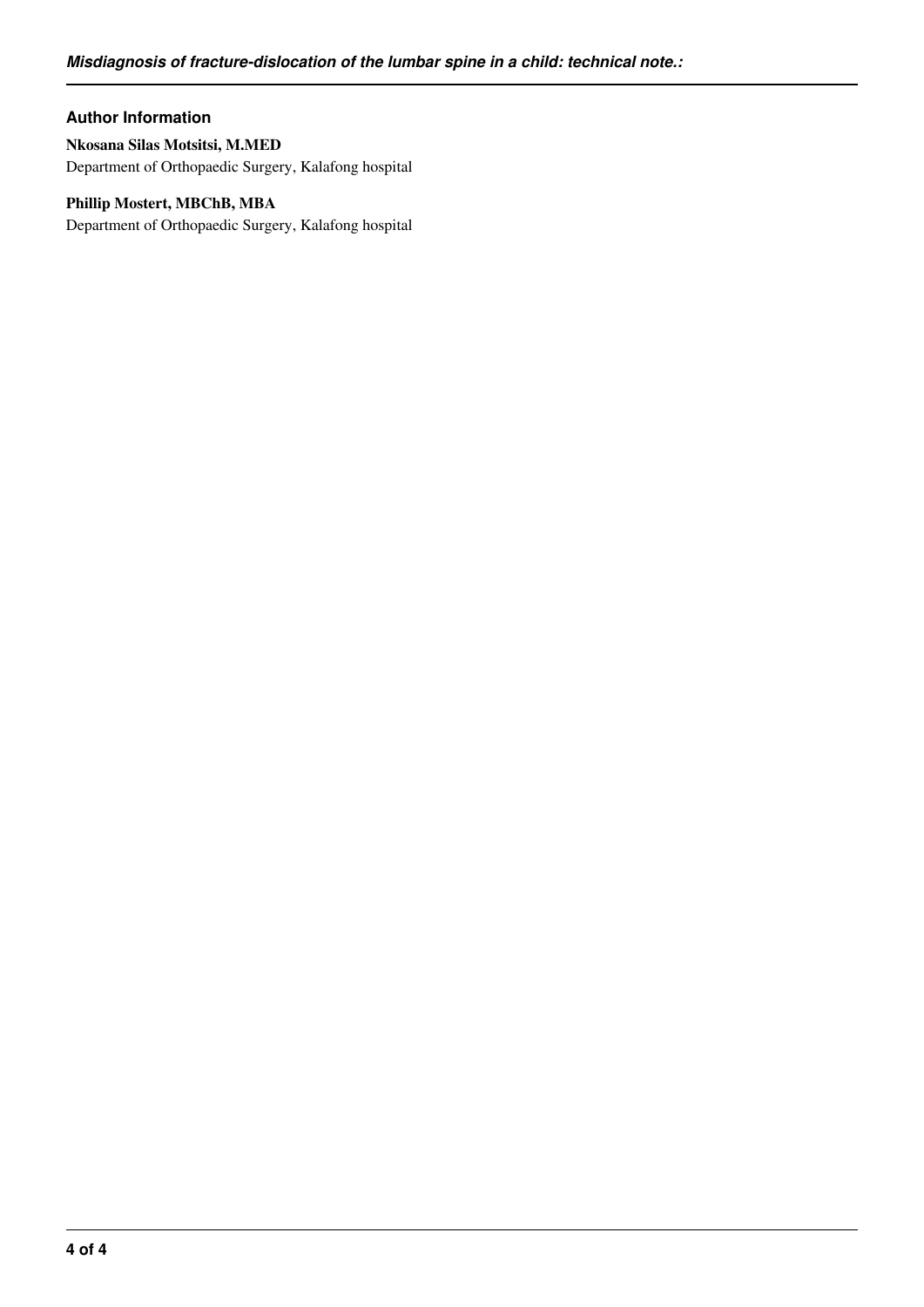## Author Information

**Nkosana Silas Motsitsi, M.MED**
Department of Orthopaedic Surgery, Kalafong hospital

**Phillip Mostert, MBChB, MBA**
Department of Orthopaedic Surgery, Kalafong hospital